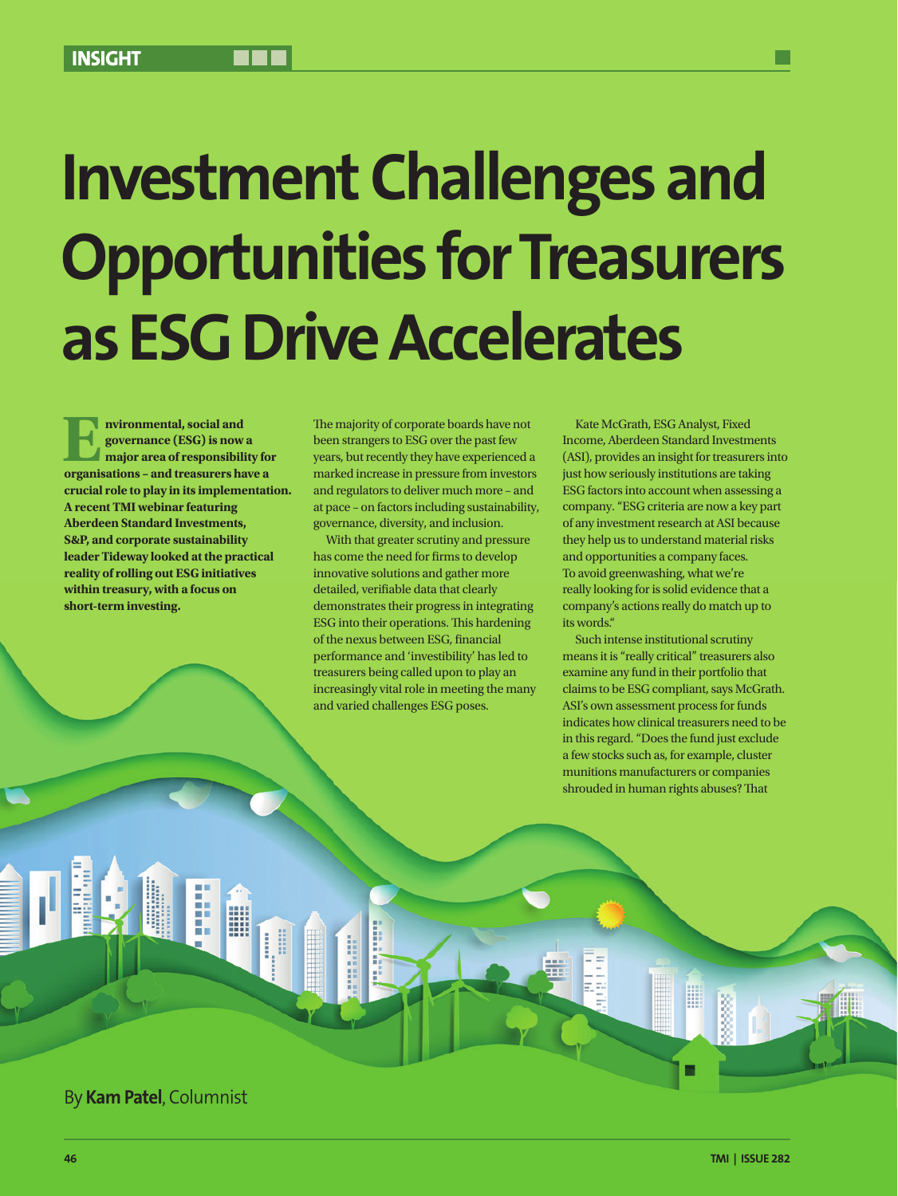# Investment Challenges and Opportunities for Treasurers as ESG Drive Accelerates

**Environmental, social and governance (ESG) is now a major area of responsibility for organisations – and treasurers have a crucial role to play in its implementation. A recent TMI webinar featuring Aberdeen Standard Investments, S&P, and corporate sustainability leader Tideway looked at the practical reality of rolling out ESG initiatives within treasury, with a focus on short-term investing.**

By **Kam Patel**, Columnist

The majority of corporate boards have not been strangers to ESG over the past few years, but recently they have experienced a marked increase in pressure from investors and regulators to deliver much more – and at pace – on factors including sustainability, governance, diversity, and inclusion.

With that greater scrutiny and pressure has come the need for firms to develop innovative solutions and gather more detailed, verifiable data that clearly demonstrates their progress in integrating ESG into their operations. This hardening of the nexus between ESG, financial performance and 'investibility' has led to treasurers being called upon to play an increasingly vital role in meeting the many and varied challenges ESG poses.

Kate McGrath, ESG Analyst, Fixed Income, Aberdeen Standard Investments (ASI), provides an insight for treasurers into just how seriously institutions are taking ESG factors into account when assessing a company. "ESG criteria are now a key part of any investment research at ASI because they help us to understand material risks and opportunities a company faces. To avoid greenwashing, what we're really looking for is solid evidence that a company's actions really do match up to its words."

Such intense institutional scrutiny means it is "really critical" treasurers also examine any fund in their portfolio that claims to be ESG compliant, says McGrath. ASI's own assessment process for funds indicates how clinical treasurers need to be in this regard. "Does the fund just exclude a few stocks such as, for example, cluster munitions manufacturers or companies shrouded in human rights abuses? That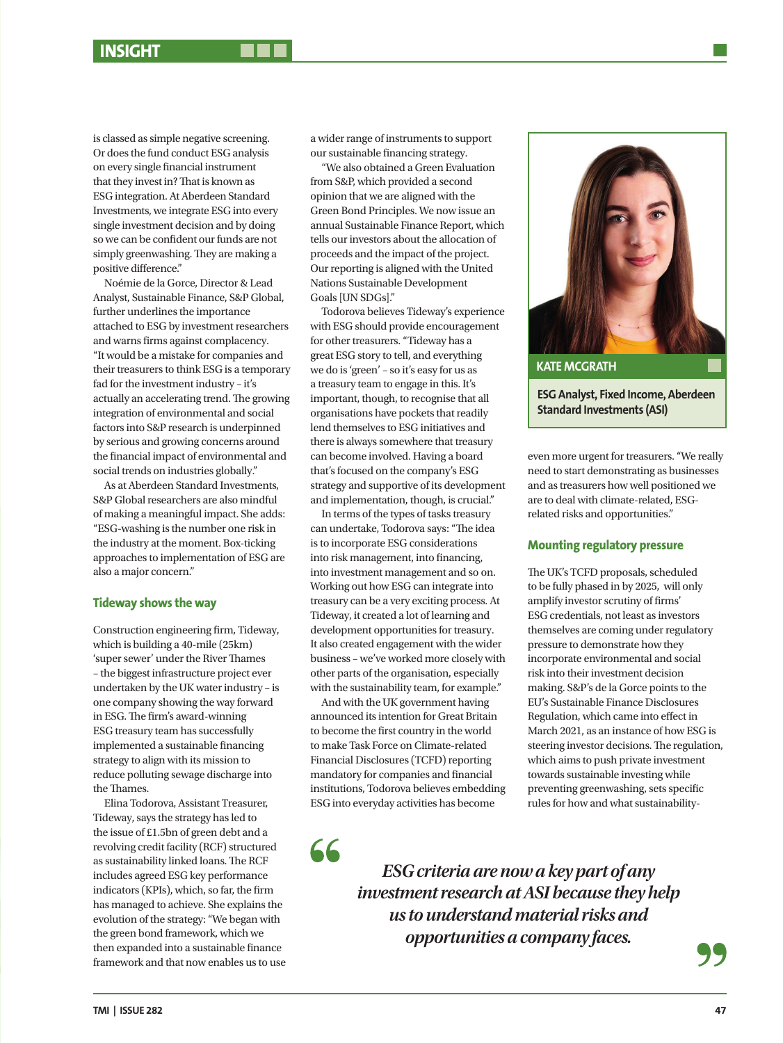is classed as simple negative screening. Or does the fund conduct ESG analysis on every single financial instrument that they invest in? That is known as ESG integration. At Aberdeen Standard Investments, we integrate ESG into every single investment decision and by doing so we can be confident our funds are not simply greenwashing. They are making a positive difference."

Noémie de la Gorce, Director & Lead Analyst, Sustainable Finance, S&P Global, further underlines the importance attached to ESG by investment researchers and warns firms against complacency. "It would be a mistake for companies and their treasurers to think ESG is a temporary fad for the investment industry – it's actually an accelerating trend. The growing integration of environmental and social factors into S&P research is underpinned by serious and growing concerns around the financial impact of environmental and social trends on industries globally."

As at Aberdeen Standard Investments, S&P Global researchers are also mindful of making a meaningful impact. She adds: "ESG-washing is the number one risk in the industry at the moment. Box-ticking approaches to implementation of ESG are also a major concern."

## Tideway shows the way

Construction engineering firm, Tideway, which is building a 40-mile (25km) 'super sewer' under the River Thames – the biggest infrastructure project ever undertaken by the UK water industry – is one company showing the way forward in ESG. The firm's award-winning ESG treasury team has successfully implemented a sustainable financing strategy to align with its mission to reduce polluting sewage discharge into the Thames.

Elina Todorova, Assistant Treasurer, Tideway, says the strategy has led to the issue of £1.5bn of green debt and a revolving credit facility (RCF) structured as sustainability linked loans. The RCF includes agreed ESG key performance indicators (KPIs), which, so far, the firm has managed to achieve. She explains the evolution of the strategy: "We began with the green bond framework, which we then expanded into a sustainable finance framework and that now enables us to use a wider range of instruments to support our sustainable financing strategy.

"We also obtained a Green Evaluation from S&P, which provided a second opinion that we are aligned with the Green Bond Principles. We now issue an annual Sustainable Finance Report, which tells our investors about the allocation of proceeds and the impact of the project. Our reporting is aligned with the United Nations Sustainable Development Goals [UN SDGs]."

Todorova believes Tideway's experience with ESG should provide encouragement for other treasurers. "Tideway has a great ESG story to tell, and everything we do is 'green' – so it's easy for us as a treasury team to engage in this. It's important, though, to recognise that all organisations have pockets that readily lend themselves to ESG initiatives and there is always somewhere that treasury can become involved. Having a board that's focused on the company's ESG strategy and supportive of its development and implementation, though, is crucial."

In terms of the types of tasks treasury can undertake, Todorova says: "The idea is to incorporate ESG considerations into risk management, into financing, into investment management and so on. Working out how ESG can integrate into treasury can be a very exciting process. At Tideway, it created a lot of learning and development opportunities for treasury. It also created engagement with the wider business – we've worked more closely with other parts of the organisation, especially with the sustainability team, for example."

And with the UK government having announced its intention for Great Britain to become the first country in the world to make Task Force on Climate-related Financial Disclosures (TCFD) reporting mandatory for companies and financial institutions, Todorova believes embedding ESG into everyday activities has become even more urgent for treasurers. "We really need to start demonstrating as businesses and as treasurers how well positioned we are to deal with climate-related, ESG-related risks and opportunities."

**KATE MCGRATH**

**ESG Analyst, Fixed Income, Aberdeen Standard Investments (ASI)**

## Mounting regulatory pressure

The UK's TCFD proposals, scheduled to be fully phased in by 2025, will only amplify investor scrutiny of firms' ESG credentials, not least as investors themselves are coming under regulatory pressure to demonstrate how they incorporate environmental and social risk into their investment decision making. S&P's de la Gorce points to the EU's Sustainable Finance Disclosures Regulation, which came into effect in March 2021, as an instance of how ESG is steering investor decisions. The regulation, which aims to push private investment towards sustainable investing while preventing greenwashing, sets specific rules for how and what sustainability-

> *ESG criteria are now a key part of any investment research at ASI because they help us to understand material risks and opportunities a company faces.*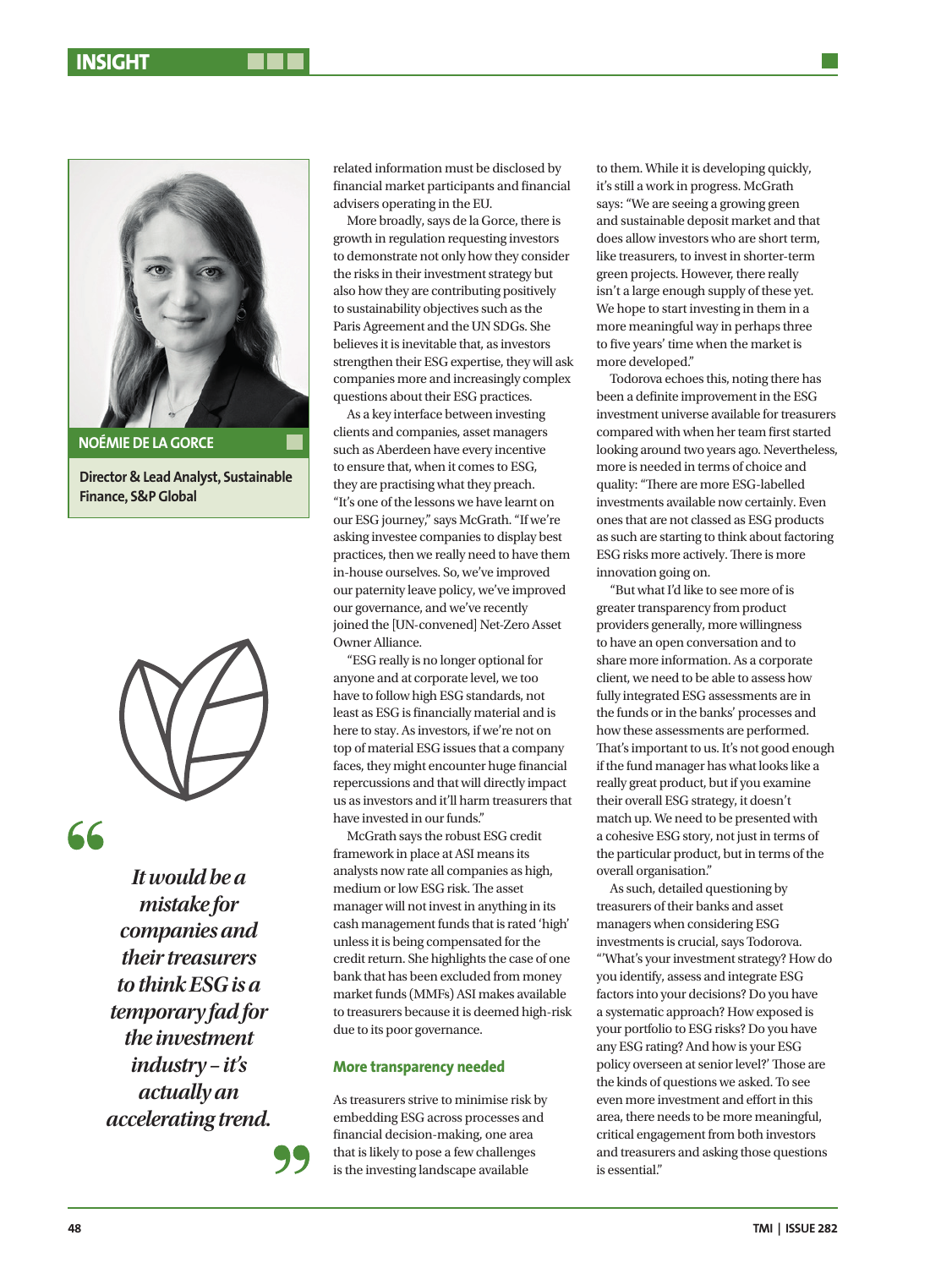**NOÉMIE DE LA GORCE**

**Director & Lead Analyst, Sustainable Finance, S&P Global**

> *It would be a mistake for companies and their treasurers to think ESG is a temporary fad for the investment industry – it's actually an accelerating trend.*

related information must be disclosed by financial market participants and financial advisers operating in the EU.

More broadly, says de la Gorce, there is growth in regulation requesting investors to demonstrate not only how they consider the risks in their investment strategy but also how they are contributing positively to sustainability objectives such as the Paris Agreement and the UN SDGs. She believes it is inevitable that, as investors strengthen their ESG expertise, they will ask companies more and increasingly complex questions about their ESG practices.

As a key interface between investing clients and companies, asset managers such as Aberdeen have every incentive to ensure that, when it comes to ESG, they are practising what they preach. "It's one of the lessons we have learnt on our ESG journey," says McGrath. "If we're asking investee companies to display best practices, then we really need to have them in-house ourselves. So, we've improved our paternity leave policy, we've improved our governance, and we've recently joined the [UN-convened] Net-Zero Asset Owner Alliance.

"ESG really is no longer optional for anyone and at corporate level, we too have to follow high ESG standards, not least as ESG is financially material and is here to stay. As investors, if we're not on top of material ESG issues that a company faces, they might encounter huge financial repercussions and that will directly impact us as investors and it'll harm treasurers that have invested in our funds."

McGrath says the robust ESG credit framework in place at ASI means its analysts now rate all companies as high, medium or low ESG risk. The asset manager will not invest in anything in its cash management funds that is rated 'high' unless it is being compensated for the credit return. She highlights the case of one bank that has been excluded from money market funds (MMFs) ASI makes available to treasurers because it is deemed high-risk due to its poor governance.

### More transparency needed

As treasurers strive to minimise risk by embedding ESG across processes and financial decision-making, one area that is likely to pose a few challenges is the investing landscape available to them. While it is developing quickly, it's still a work in progress. McGrath says: "We are seeing a growing green and sustainable deposit market and that does allow investors who are short term, like treasurers, to invest in shorter-term green projects. However, there really isn't a large enough supply of these yet. We hope to start investing in them in a more meaningful way in perhaps three to five years' time when the market is more developed."

Todorova echoes this, noting there has been a definite improvement in the ESG investment universe available for treasurers compared with when her team first started looking around two years ago. Nevertheless, more is needed in terms of choice and quality: "There are more ESG-labelled investments available now certainly. Even ones that are not classed as ESG products as such are starting to think about factoring ESG risks more actively. There is more innovation going on.

"But what I'd like to see more of is greater transparency from product providers generally, more willingness to have an open conversation and to share more information. As a corporate client, we need to be able to assess how fully integrated ESG assessments are in the funds or in the banks' processes and how these assessments are performed. That's important to us. It's not good enough if the fund manager has what looks like a really great product, but if you examine their overall ESG strategy, it doesn't match up. We need to be presented with a cohesive ESG story, not just in terms of the particular product, but in terms of the overall organisation."

As such, detailed questioning by treasurers of their banks and asset managers when considering ESG investments is crucial, says Todorova. "'What's your investment strategy? How do you identify, assess and integrate ESG factors into your decisions? Do you have a systematic approach? How exposed is your portfolio to ESG risks? Do you have any ESG rating? And how is your ESG policy overseen at senior level?' Those are the kinds of questions we asked. To see even more investment and effort in this area, there needs to be more meaningful, critical engagement from both investors and treasurers and asking those questions is essential."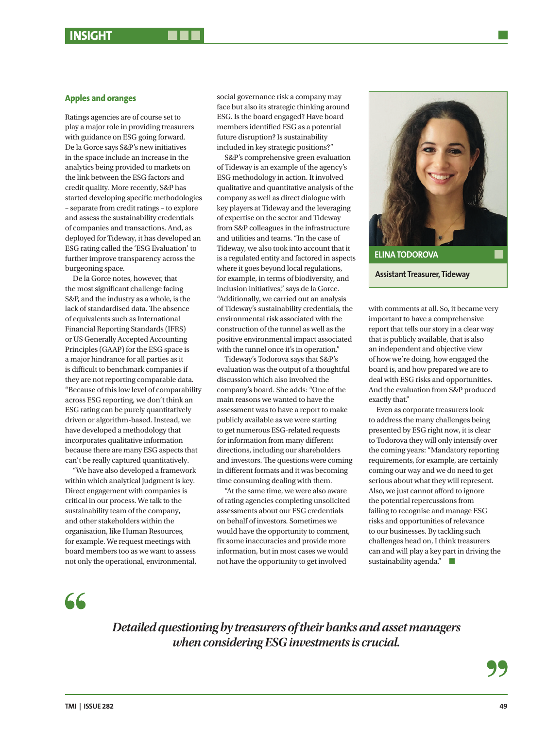## Apples and oranges

Ratings agencies are of course set to play a major role in providing treasurers with guidance on ESG going forward. De la Gorce says S&P's new initiatives in the space include an increase in the analytics being provided to markets on the link between the ESG factors and credit quality. More recently, S&P has started developing specific methodologies – separate from credit ratings – to explore and assess the sustainability credentials of companies and transactions. And, as deployed for Tideway, it has developed an ESG rating called the 'ESG Evaluation' to further improve transparency across the burgeoning space.

De la Gorce notes, however, that the most significant challenge facing S&P, and the industry as a whole, is the lack of standardised data. The absence of equivalents such as International Financial Reporting Standards (IFRS) or US Generally Accepted Accounting Principles (GAAP) for the ESG space is a major hindrance for all parties as it is difficult to benchmark companies if they are not reporting comparable data. "Because of this low level of comparability across ESG reporting, we don't think an ESG rating can be purely quantitatively driven or algorithm-based. Instead, we have developed a methodology that incorporates qualitative information because there are many ESG aspects that can't be really captured quantitatively.

"We have also developed a framework within which analytical judgment is key. Direct engagement with companies is critical in our process. We talk to the sustainability team of the company, and other stakeholders within the organisation, like Human Resources, for example. We request meetings with board members too as we want to assess not only the operational, environmental, social governance risk a company may face but also its strategic thinking around ESG. Is the board engaged? Have board members identified ESG as a potential future disruption? Is sustainability included in key strategic positions?"

S&P's comprehensive green evaluation of Tideway is an example of the agency's ESG methodology in action. It involved qualitative and quantitative analysis of the company as well as direct dialogue with key players at Tideway and the leveraging of expertise on the sector and Tideway from S&P colleagues in the infrastructure and utilities and teams. "In the case of Tideway, we also took into account that it is a regulated entity and factored in aspects where it goes beyond local regulations, for example, in terms of biodiversity, and inclusion initiatives," says de la Gorce. "Additionally, we carried out an analysis of Tideway's sustainability credentials, the environmental risk associated with the construction of the tunnel as well as the positive environmental impact associated with the tunnel once it's in operation."

Tideway's Todorova says that S&P's evaluation was the output of a thoughtful discussion which also involved the company's board. She adds: "One of the main reasons we wanted to have the assessment was to have a report to make publicly available as we were starting to get numerous ESG-related requests for information from many different directions, including our shareholders and investors. The questions were coming in different formats and it was becoming time consuming dealing with them.

"At the same time, we were also aware of rating agencies completing unsolicited assessments about our ESG credentials on behalf of investors. Sometimes we would have the opportunity to comment, fix some inaccuracies and provide more information, but in most cases we would not have the opportunity to get involved with comments at all. So, it became very important to have a comprehensive report that tells our story in a clear way that is publicly available, that is also an independent and objective view of how we're doing, how engaged the board is, and how prepared we are to deal with ESG risks and opportunities. And the evaluation from S&P produced exactly that."

Even as corporate treasurers look to address the many challenges being presented by ESG right now, it is clear to Todorova they will only intensify over the coming years: "Mandatory reporting requirements, for example, are certainly coming our way and we do need to get serious about what they will represent. Also, we just cannot afford to ignore the potential repercussions from failing to recognise and manage ESG risks and opportunities of relevance to our businesses. By tackling such challenges head on, I think treasurers can and will play a key part in driving the sustainability agenda."

**ELINA TODOROVA**

**Assistant Treasurer, Tideway**

> *Detailed questioning by treasurers of their banks and asset managers when considering ESG investments is crucial.*